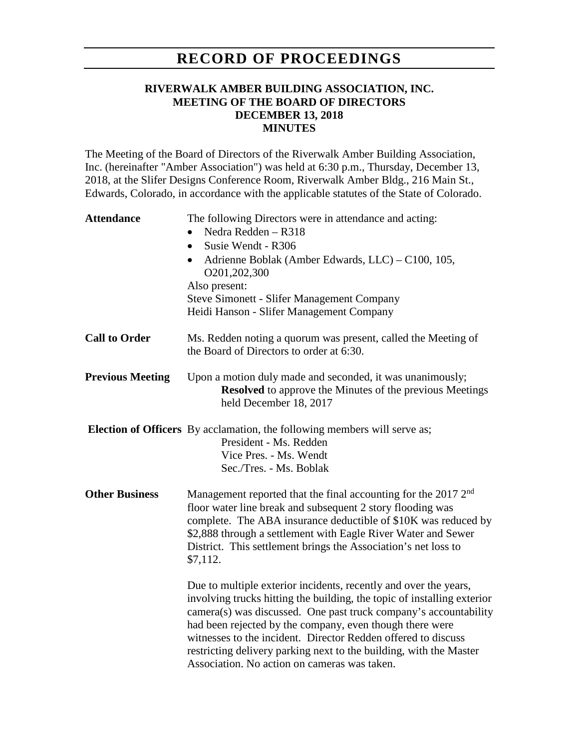# RECORD OF PROCEEDINGS

**RIVERWALK AMBER BUILDING ASSOCIATION, INC.**
**MEETING OF THE BOARD OF DIRECTORS**
**DECEMBER 13, 2018**
**MINUTES**

The Meeting of the Board of Directors of the Riverwalk Amber Building Association, Inc. (hereinafter "Amber Association") was held at 6:30 p.m., Thursday, December 13, 2018, at the Slifer Designs Conference Room, Riverwalk Amber Bldg., 216 Main St., Edwards, Colorado, in accordance with the applicable statutes of the State of Colorado.

**Attendance**

The following Directors were in attendance and acting:

- Nedra Redden – R318
- Susie Wendt - R306
- Adrienne Boblak (Amber Edwards, LLC) – C100, 105, O201,202,300

Also present:
Steve Simonett - Slifer Management Company
Heidi Hanson - Slifer Management Company

**Call to Order**

Ms. Redden noting a quorum was present, called the Meeting of the Board of Directors to order at 6:30.

**Previous Meeting**

Upon a motion duly made and seconded, it was unanimously;
**Resolved** to approve the Minutes of the previous Meetings held December 18, 2017

**Election of Officers**

By acclamation, the following members will serve as;
President - Ms. Redden
Vice Pres. - Ms. Wendt
Sec./Tres. - Ms. Boblak

**Other Business**

Management reported that the final accounting for the 2017 2nd floor water line break and subsequent 2 story flooding was complete. The ABA insurance deductible of $10K was reduced by $2,888 through a settlement with Eagle River Water and Sewer District. This settlement brings the Association's net loss to $7,112.

Due to multiple exterior incidents, recently and over the years, involving trucks hitting the building, the topic of installing exterior camera(s) was discussed. One past truck company's accountability had been rejected by the company, even though there were witnesses to the incident. Director Redden offered to discuss restricting delivery parking next to the building, with the Master Association. No action on cameras was taken.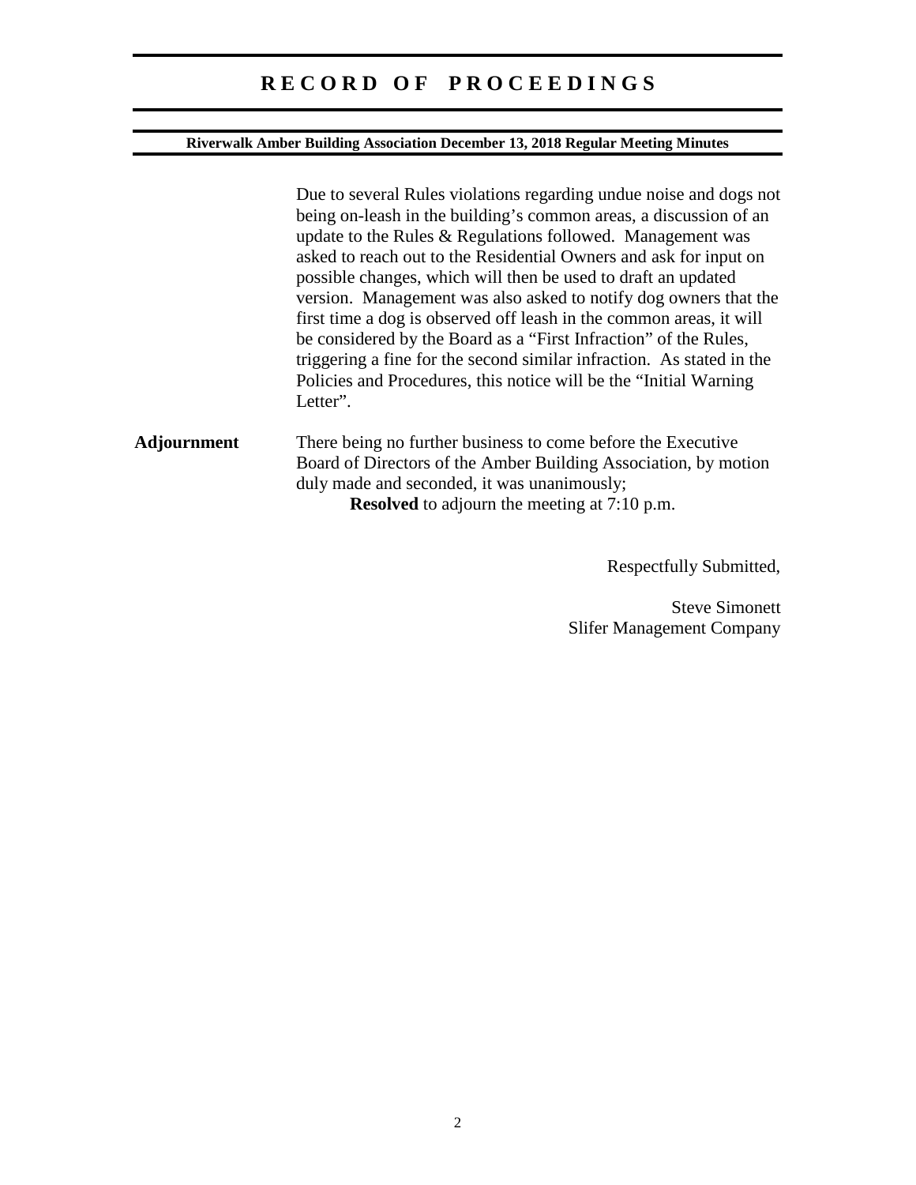# RECORD OF PROCEEDINGS

**Riverwalk Amber Building Association December 13, 2018 Regular Meeting Minutes**

Due to several Rules violations regarding undue noise and dogs not being on-leash in the building's common areas, a discussion of an update to the Rules & Regulations followed. Management was asked to reach out to the Residential Owners and ask for input on possible changes, which will then be used to draft an updated version. Management was also asked to notify dog owners that the first time a dog is observed off leash in the common areas, it will be considered by the Board as a "First Infraction" of the Rules, triggering a fine for the second similar infraction. As stated in the Policies and Procedures, this notice will be the "Initial Warning Letter".

**Adjournment**

There being no further business to come before the Executive Board of Directors of the Amber Building Association, by motion duly made and seconded, it was unanimously;

**Resolved** to adjourn the meeting at 7:10 p.m.

Respectfully Submitted,

Steve Simonett
Slifer Management Company